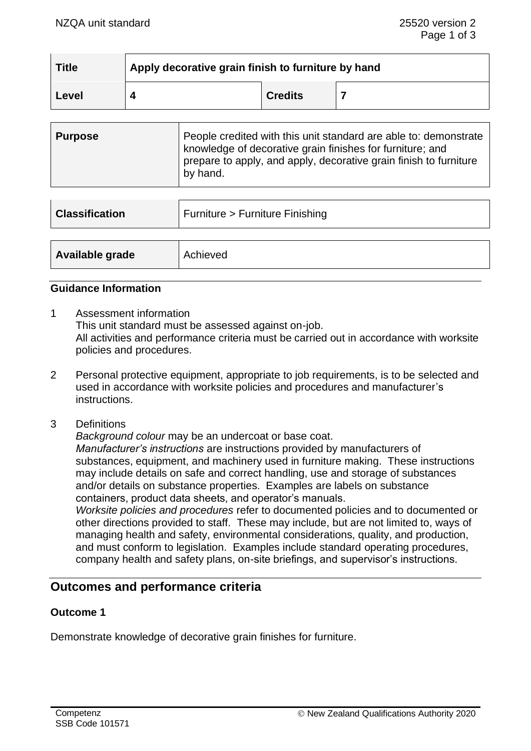| Title | Apply decorative grain finish to furniture by hand | | |
|---|---|---|---|
| Level | 4 | Credits | 7 |

| Purpose | People credited with this unit standard are able to: demonstrate knowledge of decorative grain finishes for furniture; and prepare to apply, and apply, decorative grain finish to furniture by hand. |
|---|---|

| Classification | Furniture > Furniture Finishing |
|---|---|

| Available grade | Achieved |
|---|---|

### Guidance Information

1 Assessment information
This unit standard must be assessed against on-job.
All activities and performance criteria must be carried out in accordance with worksite policies and procedures.

2 Personal protective equipment, appropriate to job requirements, is to be selected and used in accordance with worksite policies and procedures and manufacturer's instructions.

3 Definitions
*Background colour* may be an undercoat or base coat.
*Manufacturer's instructions* are instructions provided by manufacturers of substances, equipment, and machinery used in furniture making. These instructions may include details on safe and correct handling, use and storage of substances and/or details on substance properties. Examples are labels on substance containers, product data sheets, and operator's manuals.
*Worksite policies and procedures* refer to documented policies and to documented or other directions provided to staff. These may include, but are not limited to, ways of managing health and safety, environmental considerations, quality, and production, and must conform to legislation. Examples include standard operating procedures, company health and safety plans, on-site briefings, and supervisor's instructions.

## Outcomes and performance criteria

### Outcome 1

Demonstrate knowledge of decorative grain finishes for furniture.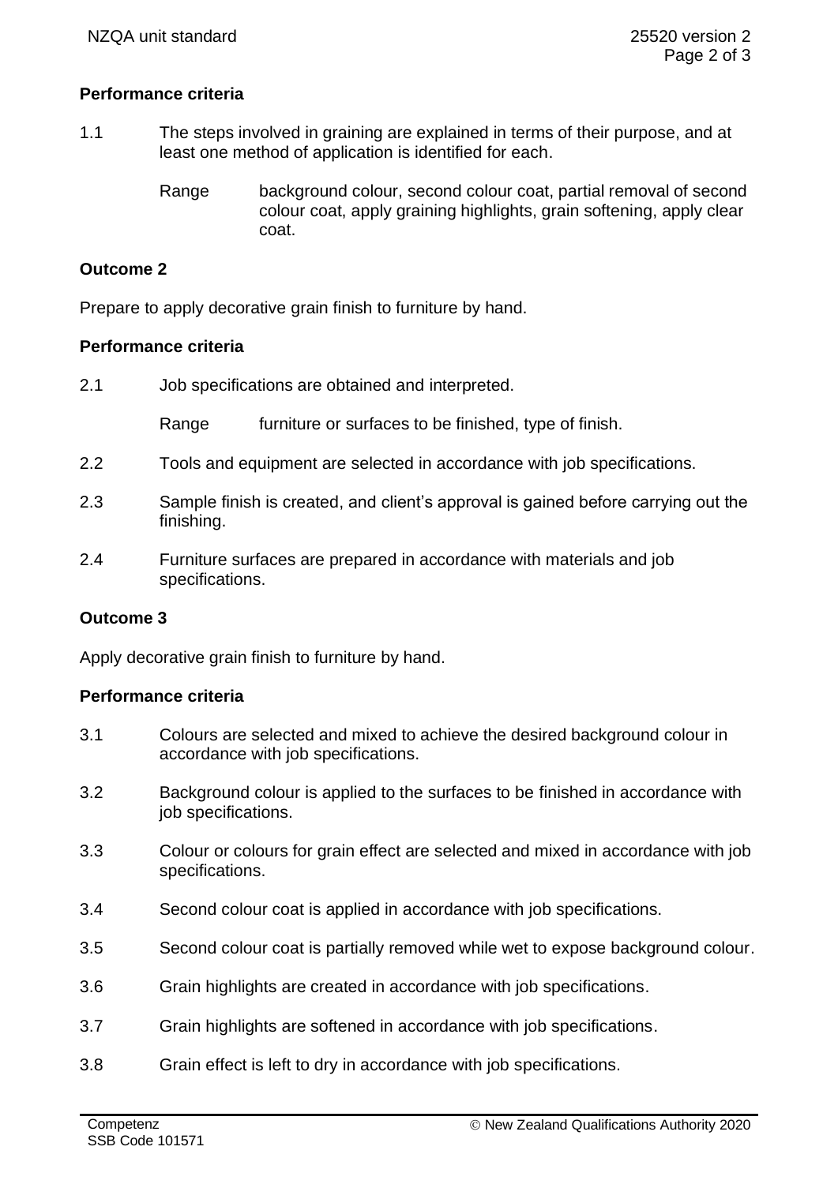**Performance criteria**

1.1 The steps involved in graining are explained in terms of their purpose, and at least one method of application is identified for each.

Range background colour, second colour coat, partial removal of second colour coat, apply graining highlights, grain softening, apply clear coat.

**Outcome 2**

Prepare to apply decorative grain finish to furniture by hand.

**Performance criteria**

2.1 Job specifications are obtained and interpreted.

Range furniture or surfaces to be finished, type of finish.

2.2 Tools and equipment are selected in accordance with job specifications.

2.3 Sample finish is created, and client's approval is gained before carrying out the finishing.

2.4 Furniture surfaces are prepared in accordance with materials and job specifications.

**Outcome 3**

Apply decorative grain finish to furniture by hand.

**Performance criteria**

3.1 Colours are selected and mixed to achieve the desired background colour in accordance with job specifications.

3.2 Background colour is applied to the surfaces to be finished in accordance with job specifications.

3.3 Colour or colours for grain effect are selected and mixed in accordance with job specifications.

3.4 Second colour coat is applied in accordance with job specifications.

3.5 Second colour coat is partially removed while wet to expose background colour.

3.6 Grain highlights are created in accordance with job specifications.

3.7 Grain highlights are softened in accordance with job specifications.

3.8 Grain effect is left to dry in accordance with job specifications.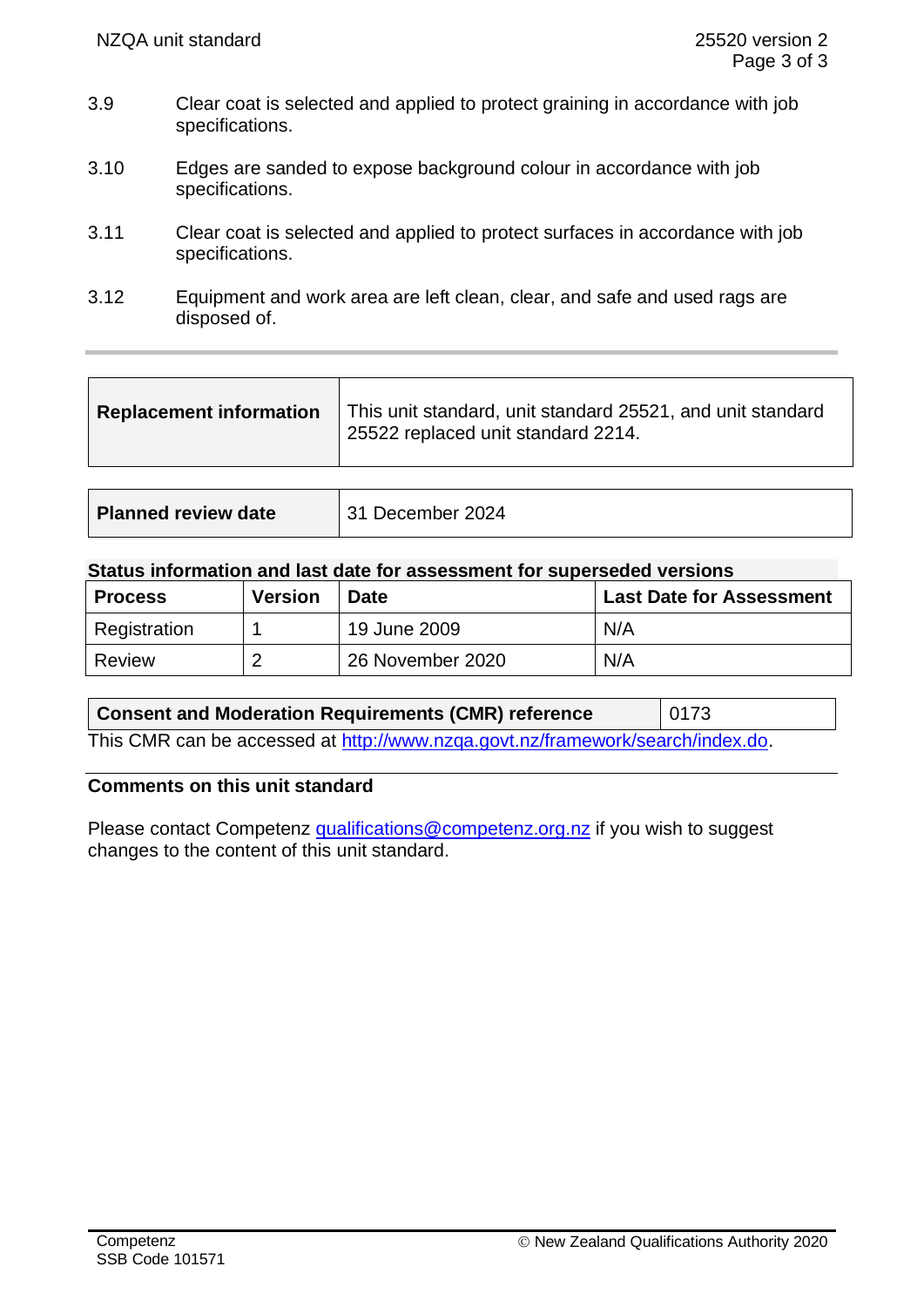3.9 Clear coat is selected and applied to protect graining in accordance with job specifications.

3.10 Edges are sanded to expose background colour in accordance with job specifications.

3.11 Clear coat is selected and applied to protect surfaces in accordance with job specifications.

3.12 Equipment and work area are left clean, clear, and safe and used rags are disposed of.

---

| | |
|---|---|
| **Replacement information** | This unit standard, unit standard 25521, and unit standard 25522 replaced unit standard 2214. |

| | |
|---|---|
| **Planned review date** | 31 December 2024 |

**Status information and last date for assessment for superseded versions**

| **Process** | **Version** | **Date** | **Last Date for Assessment** |
|---|---|---|---|
| Registration | 1 | 19 June 2009 | N/A |
| Review | 2 | 26 November 2020 | N/A |

| | |
|---|---|
| **Consent and Moderation Requirements (CMR) reference** | 0173 |

This CMR can be accessed at http://www.nzqa.govt.nz/framework/search/index.do.

**Comments on this unit standard**

Please contact Competenz qualifications@competenz.org.nz if you wish to suggest changes to the content of this unit standard.